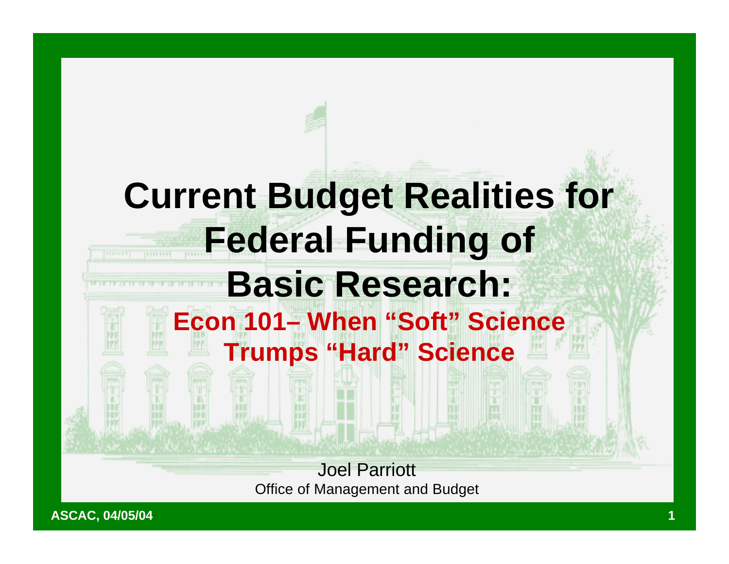# Current Budget Realities for Federal Funding of Basic Research:

## Econ 101– When "Soft" Science Trumps "Hard" Science

Joel Parriott

Office of Management and Budget

ASCAC, 04/05/04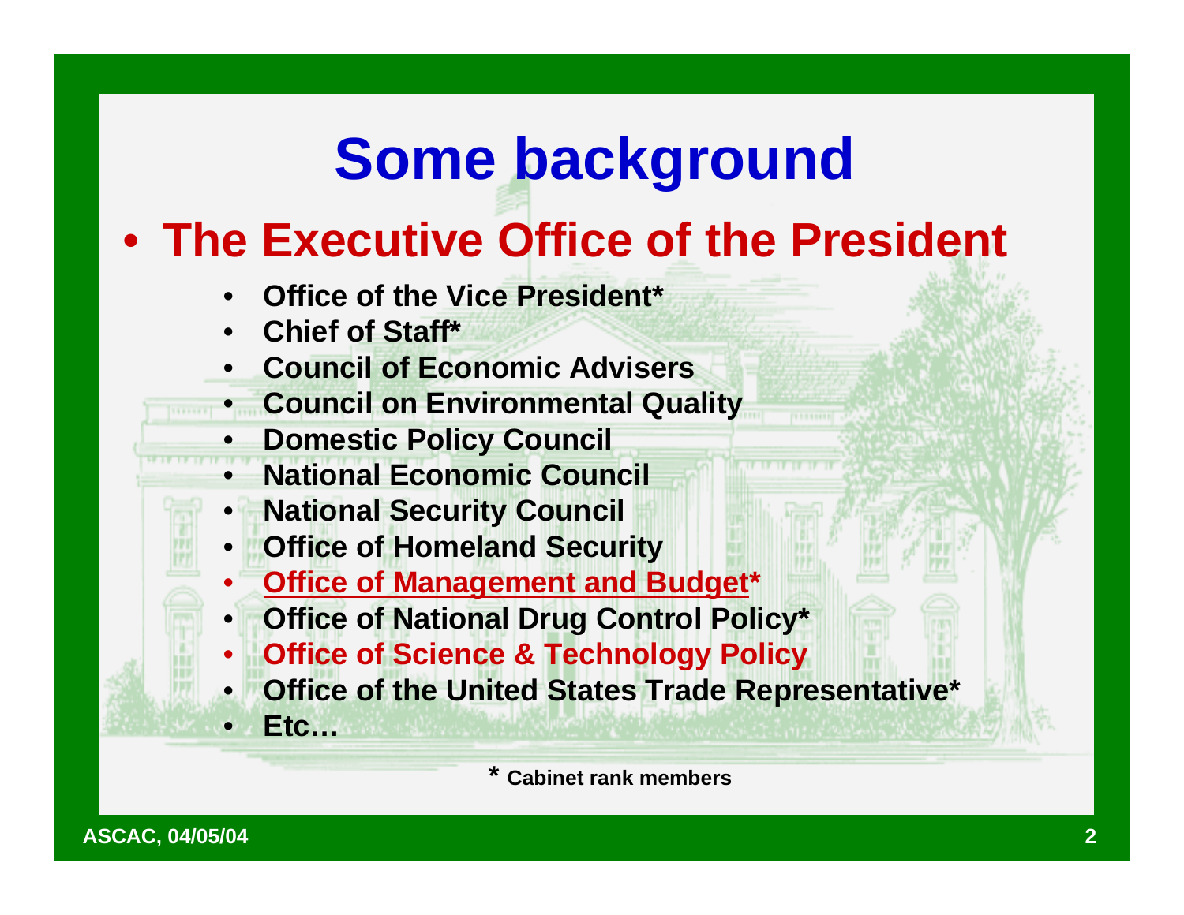# Some background

- **The Executive Office of the President**
  - **Office of the Vice President***
  - **Chief of Staff***
  - **Council of Economic Advisers**
  - **Council on Environmental Quality**
  - **Domestic Policy Council**
  - **National Economic Council**
  - **National Security Council**
  - **Office of Homeland Security**
  - **Office of Management and Budget***
  - **Office of National Drug Control Policy***
  - **Office of Science & Technology Policy**
  - **Office of the United States Trade Representative***
  - **Etc…**

**\* Cabinet rank members**

ASCAC, 04/05/04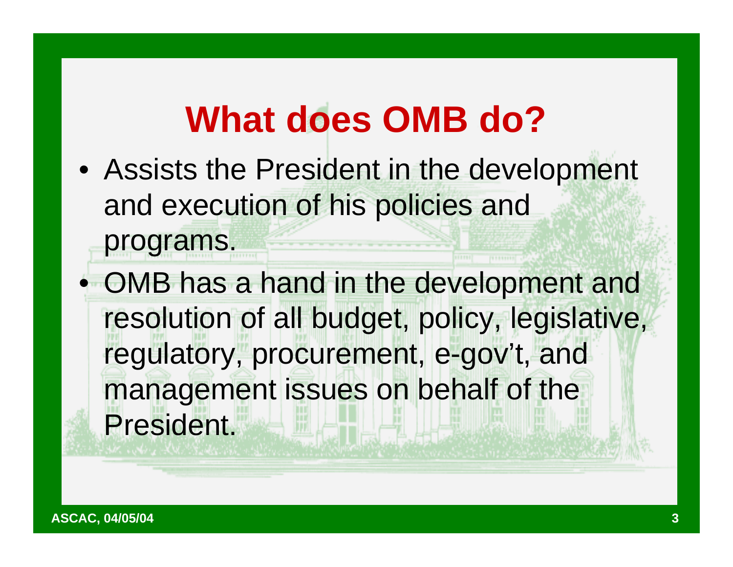# What does OMB do?

- Assists the President in the development and execution of his policies and programs.
- OMB has a hand in the development and resolution of all budget, policy, legislative, regulatory, procurement, e-gov't, and management issues on behalf of the President.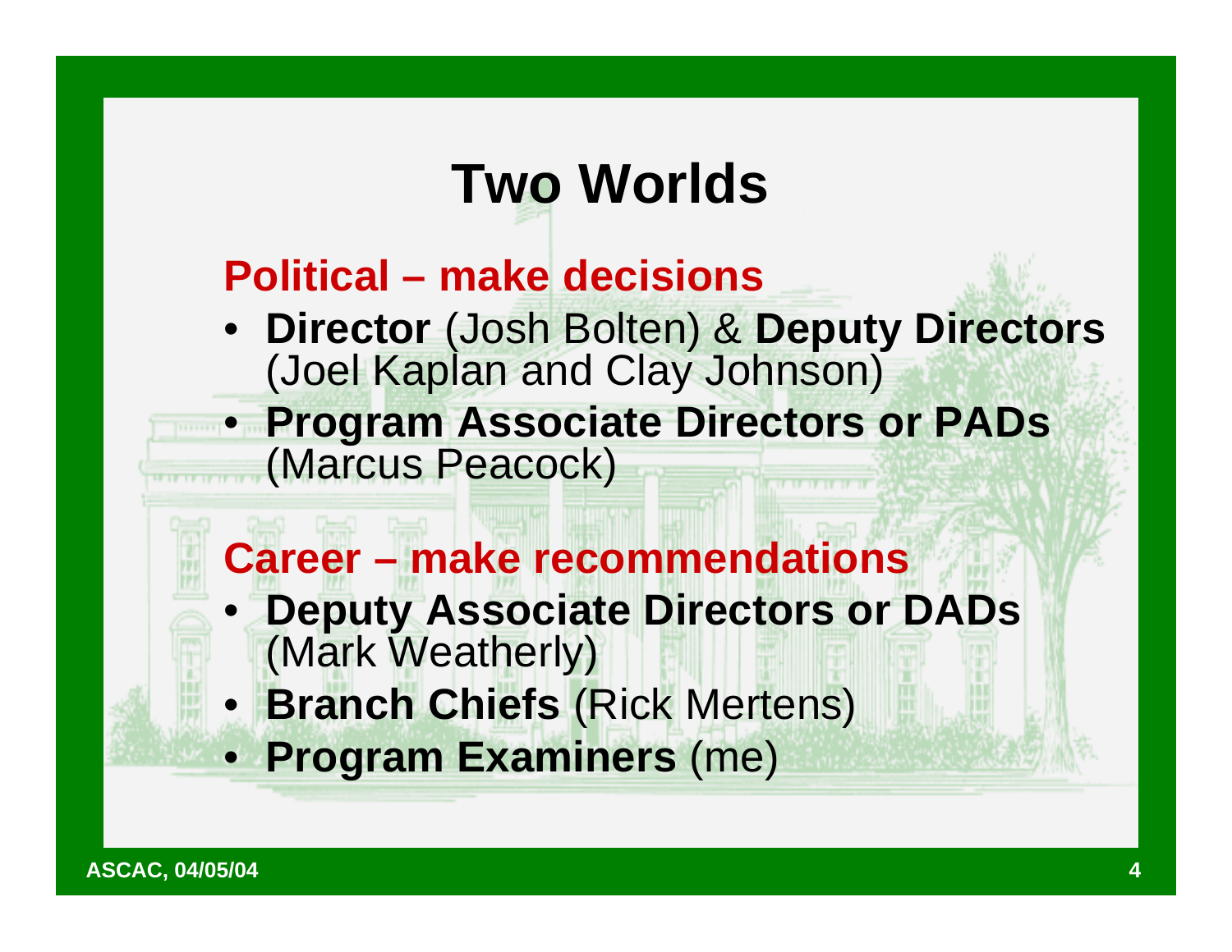# Two Worlds

## Political – make decisions

- **Director** (Josh Bolten) & **Deputy Directors** (Joel Kaplan and Clay Johnson)
- **Program Associate Directors or PADs** (Marcus Peacock)

## Career – make recommendations

- **Deputy Associate Directors or DADs** (Mark Weatherly)
- **Branch Chiefs** (Rick Mertens)
- **Program Examiners** (me)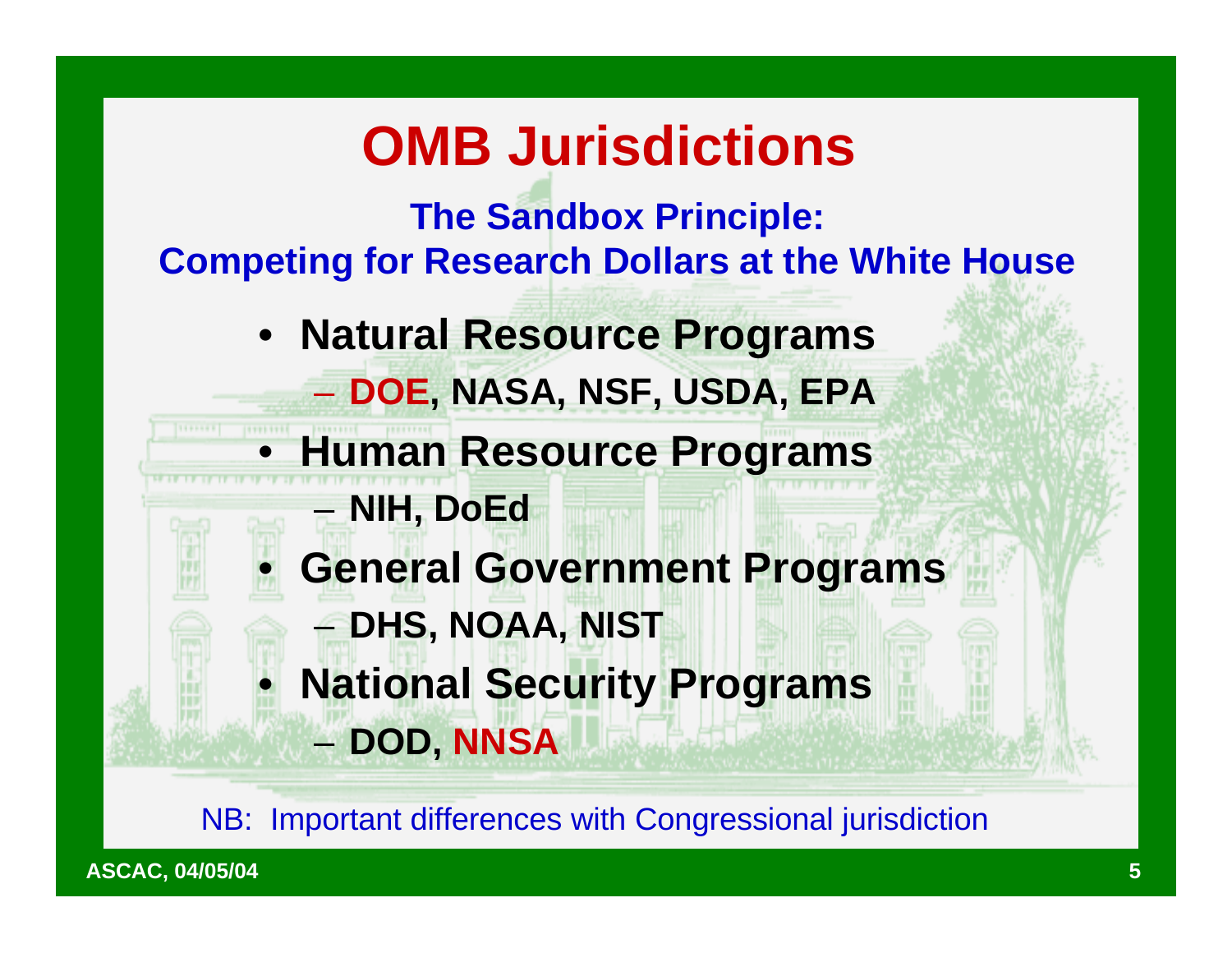# OMB Jurisdictions

**The Sandbox Principle:**
**Competing for Research Dollars at the White House**

- **Natural Resource Programs**
  - **DOE, NASA, NSF, USDA, EPA**
- **Human Resource Programs**
  - **NIH, DoEd**
- **General Government Programs**
  - **DHS, NOAA, NIST**
- **National Security Programs**
  - **DOD, NNSA**

NB: Important differences with Congressional jurisdiction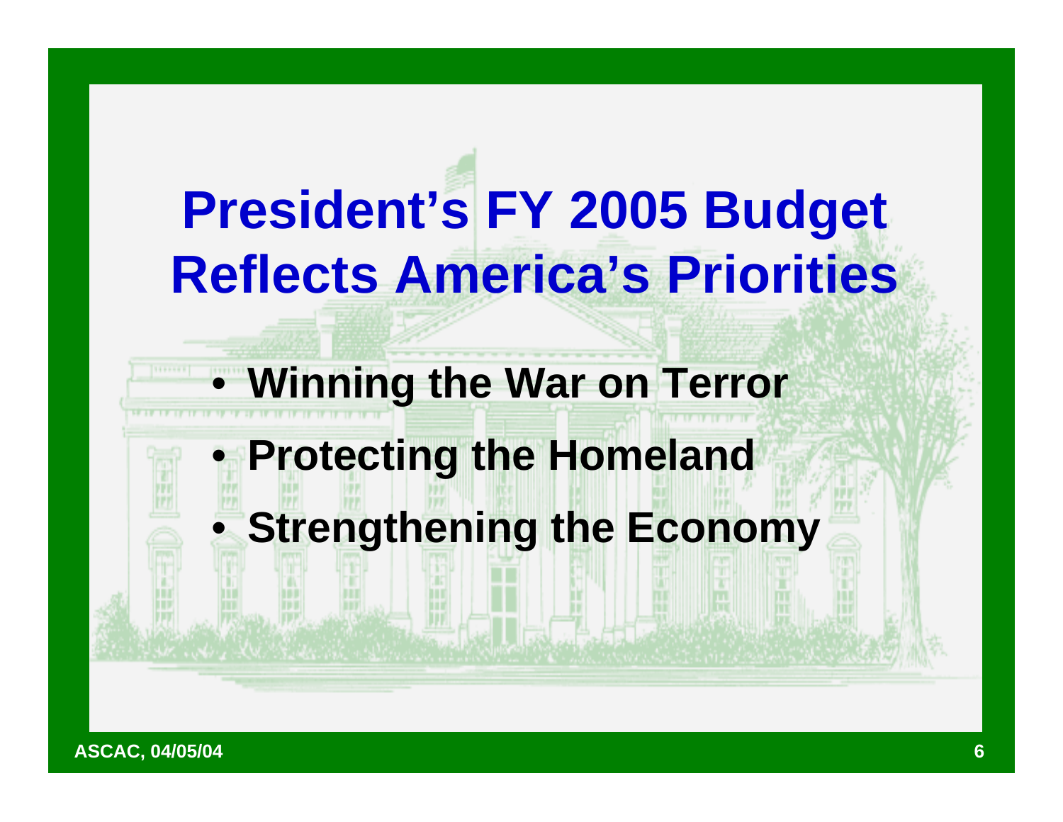# President's FY 2005 Budget Reflects America's Priorities

- **Winning the War on Terror**
- **Protecting the Homeland**
- **Strengthening the Economy**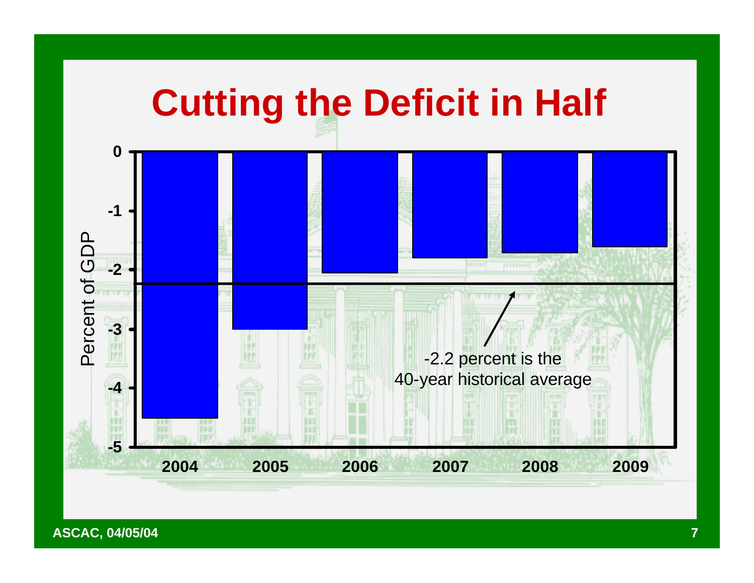# Cutting the Deficit in Half

Percent of GDP

0, -1, -2, -3, -4, -5

2004, 2005, 2006, 2007, 2008, 2009

-2.2 percent is the 40-year historical average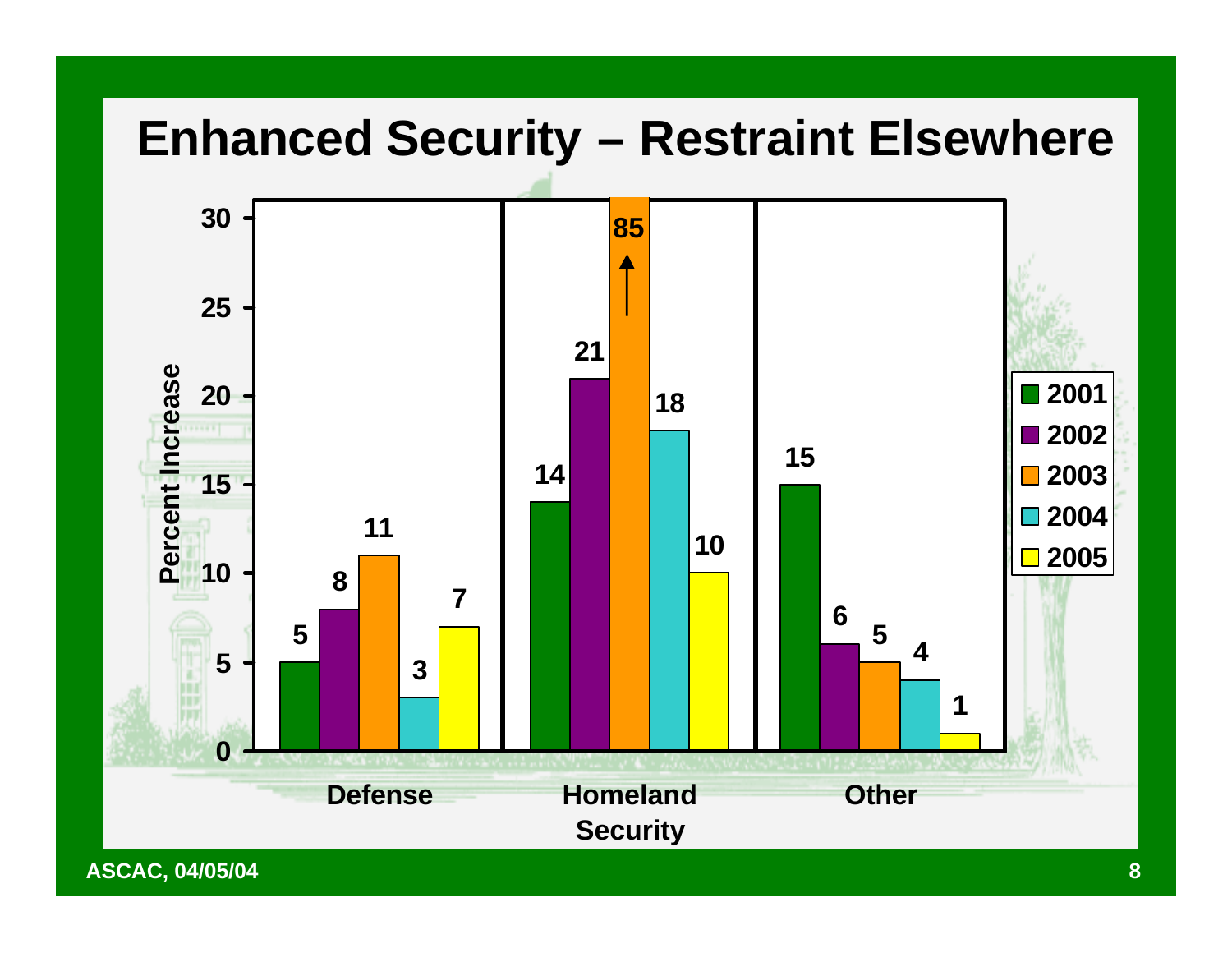# Enhanced Security – Restraint Elsewhere

Percent Increase

| | 2001 | 2002 | 2003 | 2004 | 2005 |
|---|---|---|---|---|---|
| Defense | 5 | 8 | 11 | 3 | 7 |
| Homeland Security | 14 | 21 | 85 | 18 | 10 |
| Other | 15 | 6 | 5 | 4 | 1 |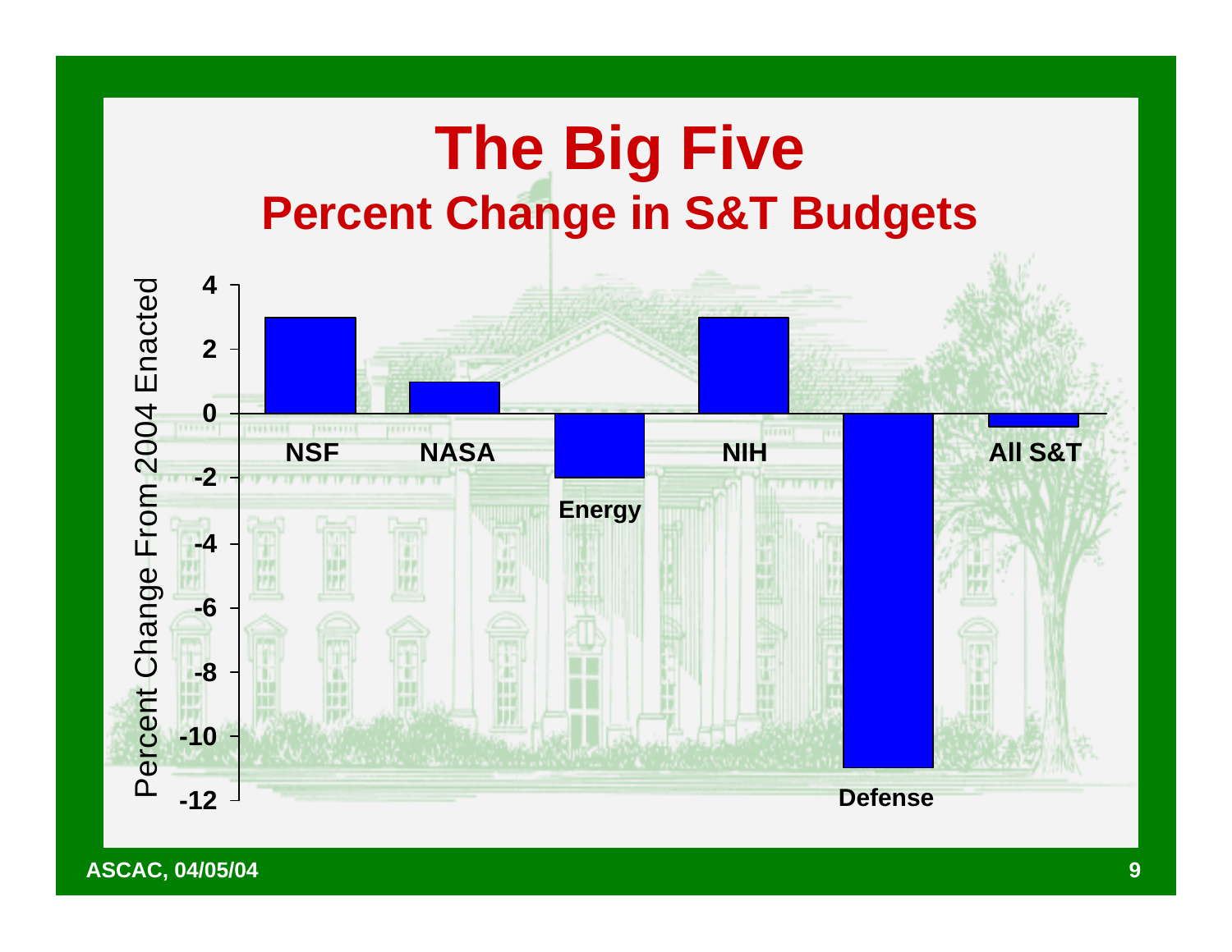# The Big Five

## Percent Change in S&T Budgets

Percent Change From 2004 Enacted

4
2
0
-2
-4
-6
-8
-10
-12

NSF NASA Energy NIH Defense All S&T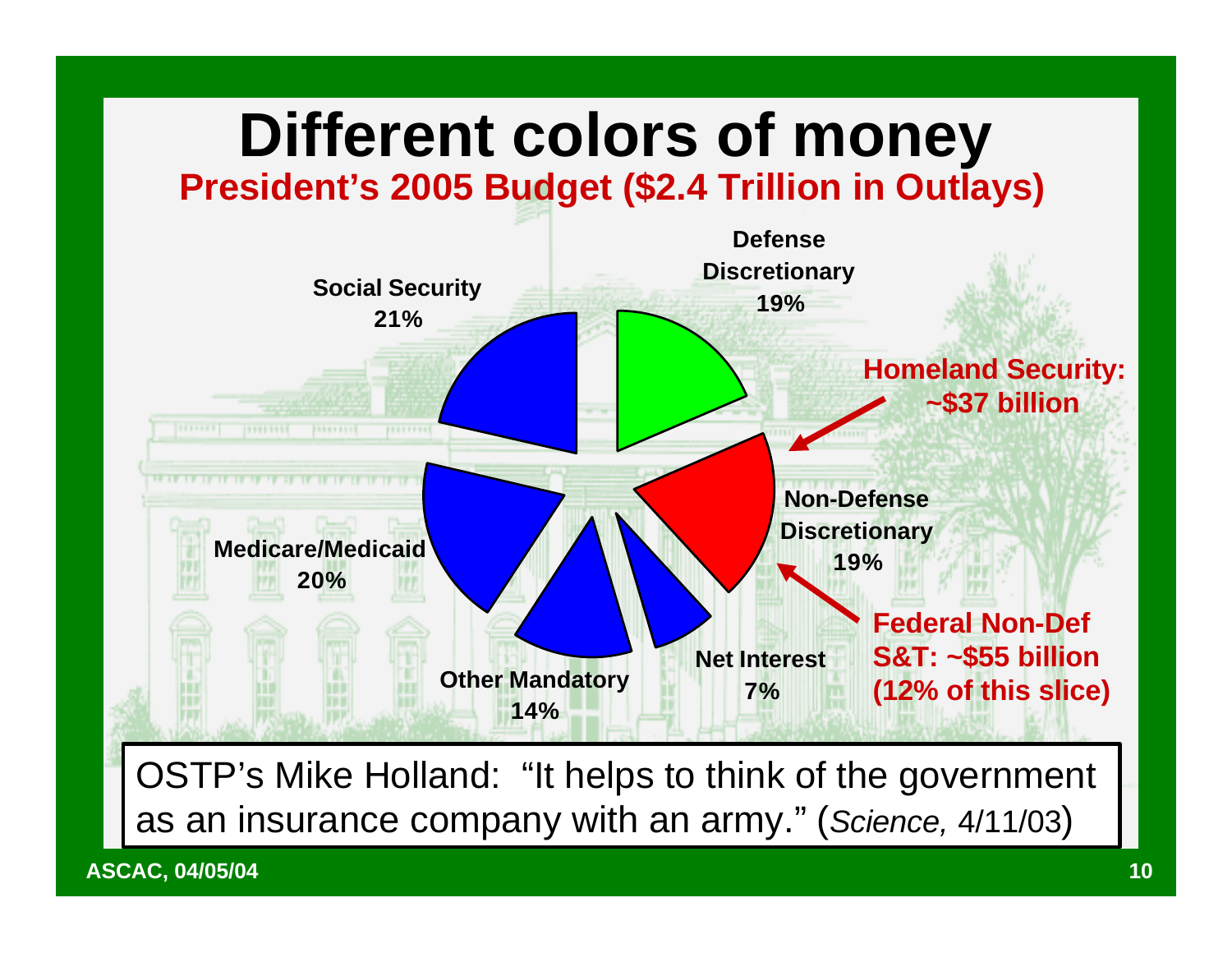# Different colors of money

## President's 2005 Budget ($2.4 Trillion in Outlays)

- Social Security 21%
- Defense Discretionary 19%
- Non-Defense Discretionary 19%
- Net Interest 7%
- Other Mandatory 14%
- Medicare/Medicaid 20%

**Homeland Security: ~$37 billion**

**Federal Non-Def S&T: ~$55 billion (12% of this slice)**

OSTP's Mike Holland: "It helps to think of the government as an insurance company with an army." (*Science,* 4/11/03)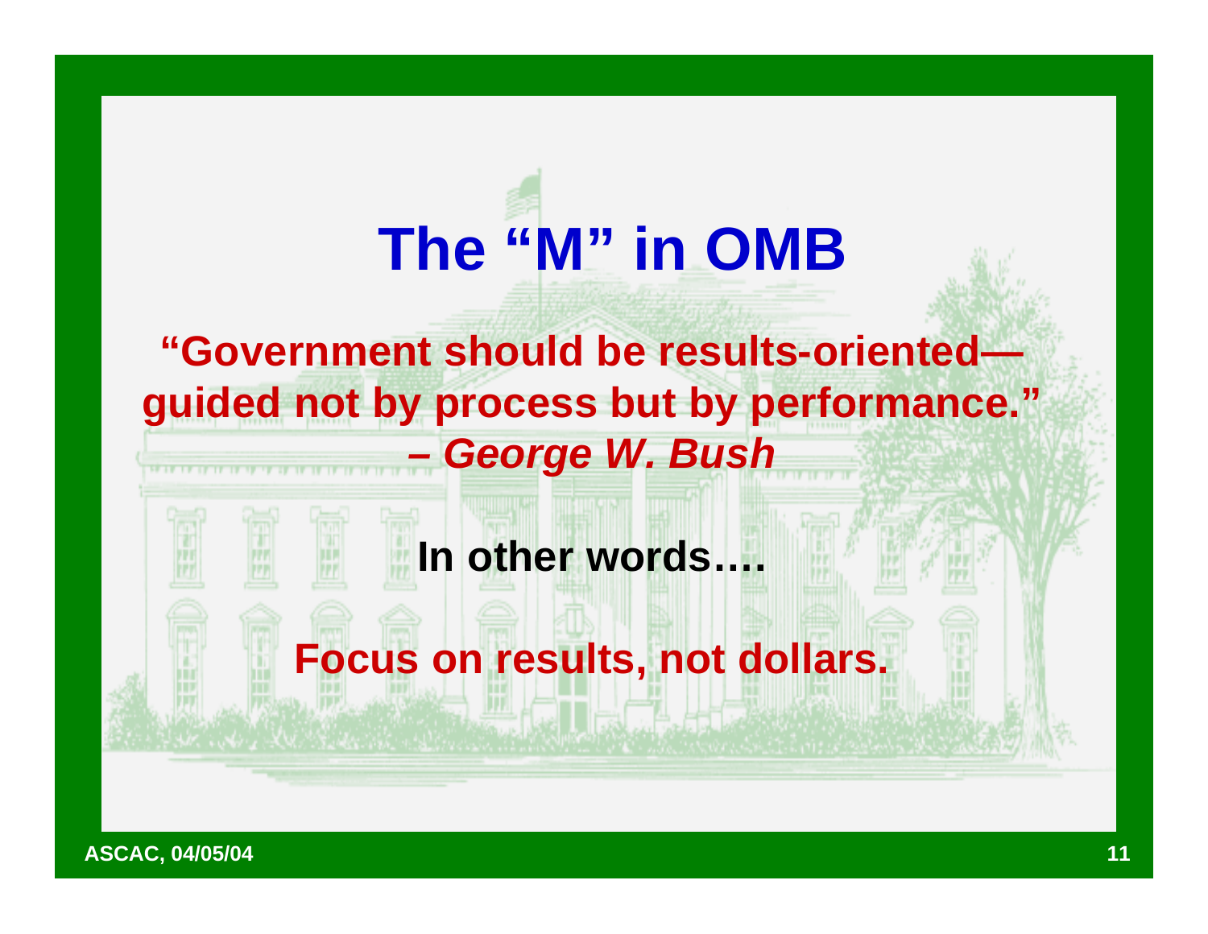# The "M" in OMB

**"Government should be results-oriented—guided not by process but by performance."**
***– George W. Bush***

**In other words….**

**Focus on results, not dollars.**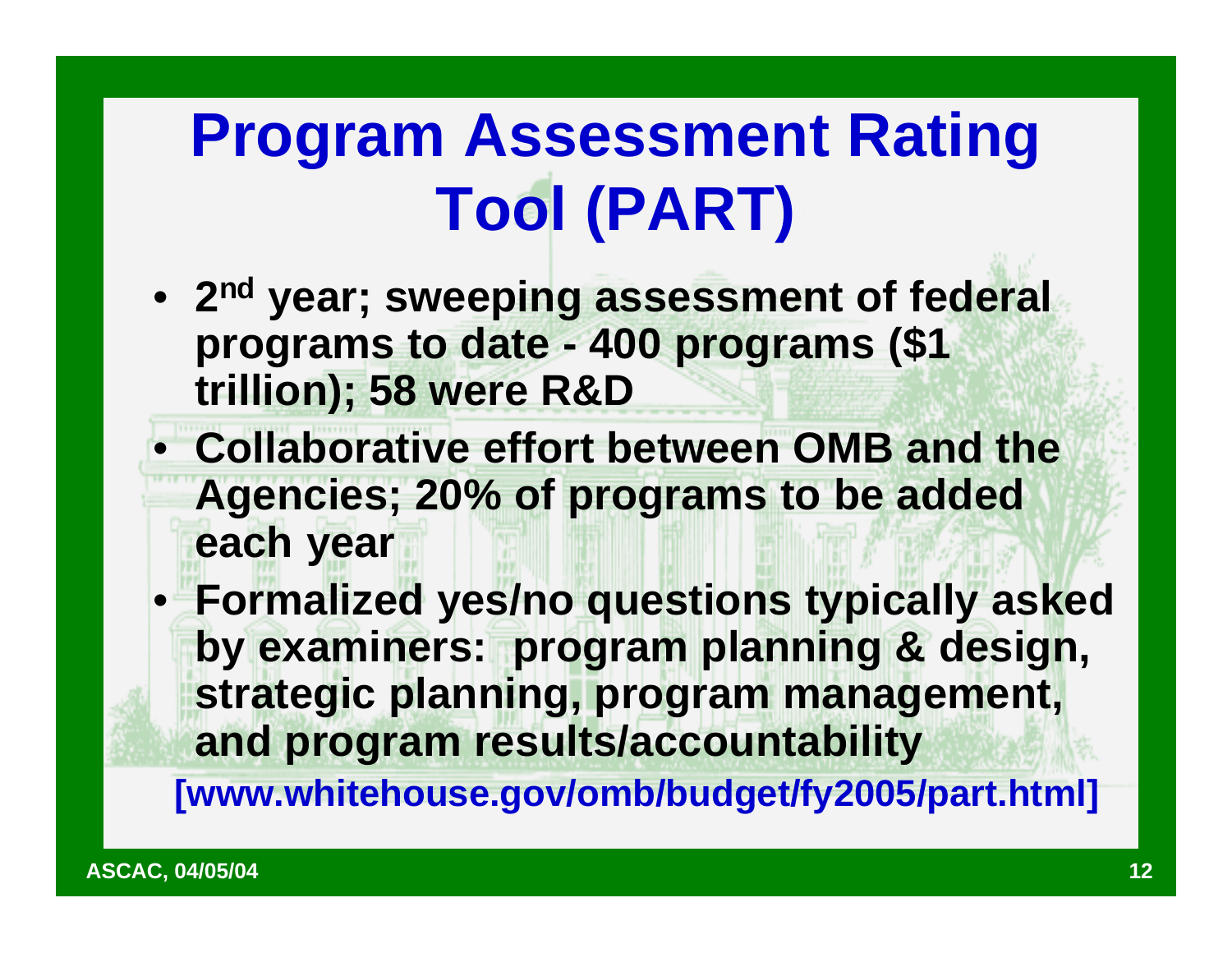# Program Assessment Rating Tool (PART)

- **2nd year; sweeping assessment of federal programs to date - 400 programs ($1 trillion); 58 were R&D**
- **Collaborative effort between OMB and the Agencies; 20% of programs to be added each year**
- **Formalized yes/no questions typically asked by examiners: program planning & design, strategic planning, program management, and program results/accountability**

**[www.whitehouse.gov/omb/budget/fy2005/part.html]**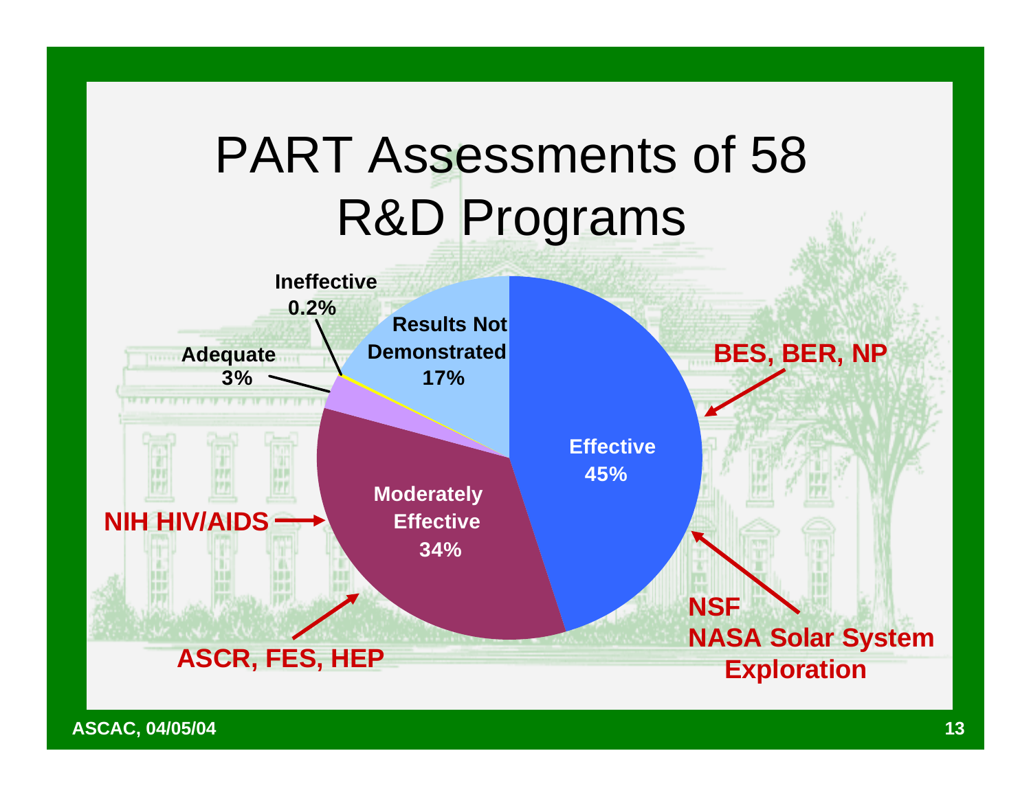# PART Assessments of 58 R&D Programs

- Effective 45%
- Moderately Effective 34%
- Results Not Demonstrated 17%
- Adequate 3%
- Ineffective 0.2%

BES, BER, NP

NSF

NASA Solar System Exploration

NIH HIV/AIDS

ASCR, FES, HEP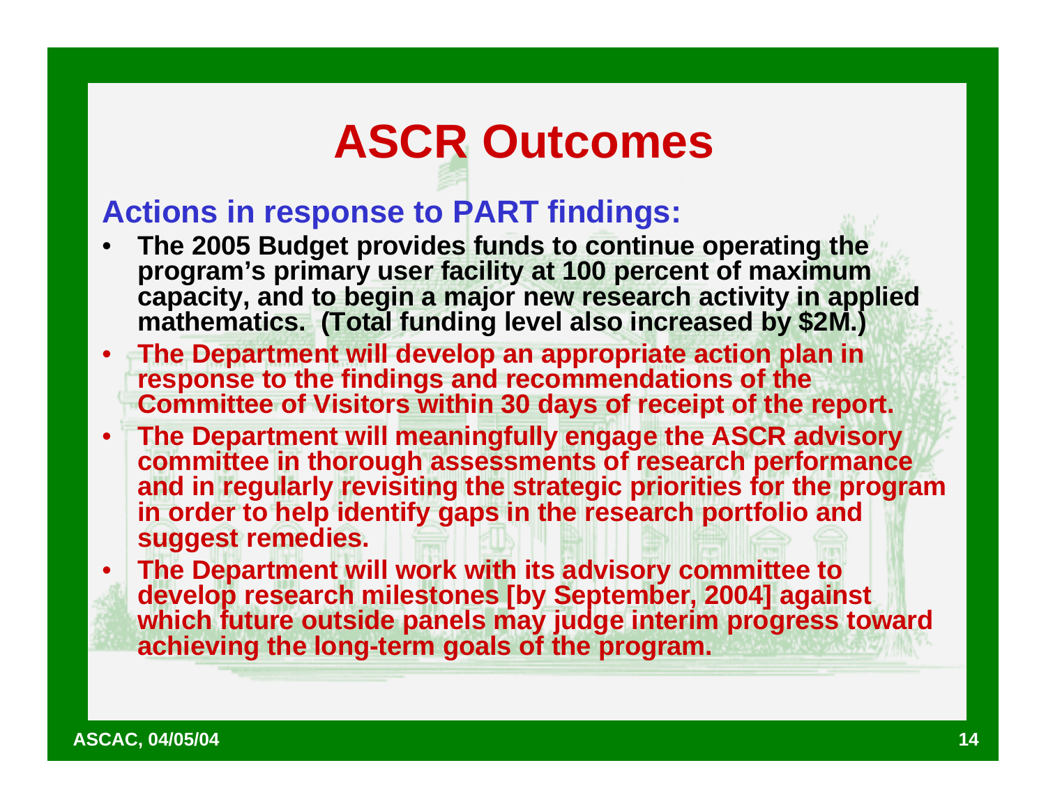# ASCR Outcomes

## Actions in response to PART findings:

- **The 2005 Budget provides funds to continue operating the program's primary user facility at 100 percent of maximum capacity, and to begin a major new research activity in applied mathematics. (Total funding level also increased by $2M.)**
- **The Department will develop an appropriate action plan in response to the findings and recommendations of the Committee of Visitors within 30 days of receipt of the report.**
- **The Department will meaningfully engage the ASCR advisory committee in thorough assessments of research performance and in regularly revisiting the strategic priorities for the program in order to help identify gaps in the research portfolio and suggest remedies.**
- **The Department will work with its advisory committee to develop research milestones [by September, 2004] against which future outside panels may judge interim progress toward achieving the long-term goals of the program.**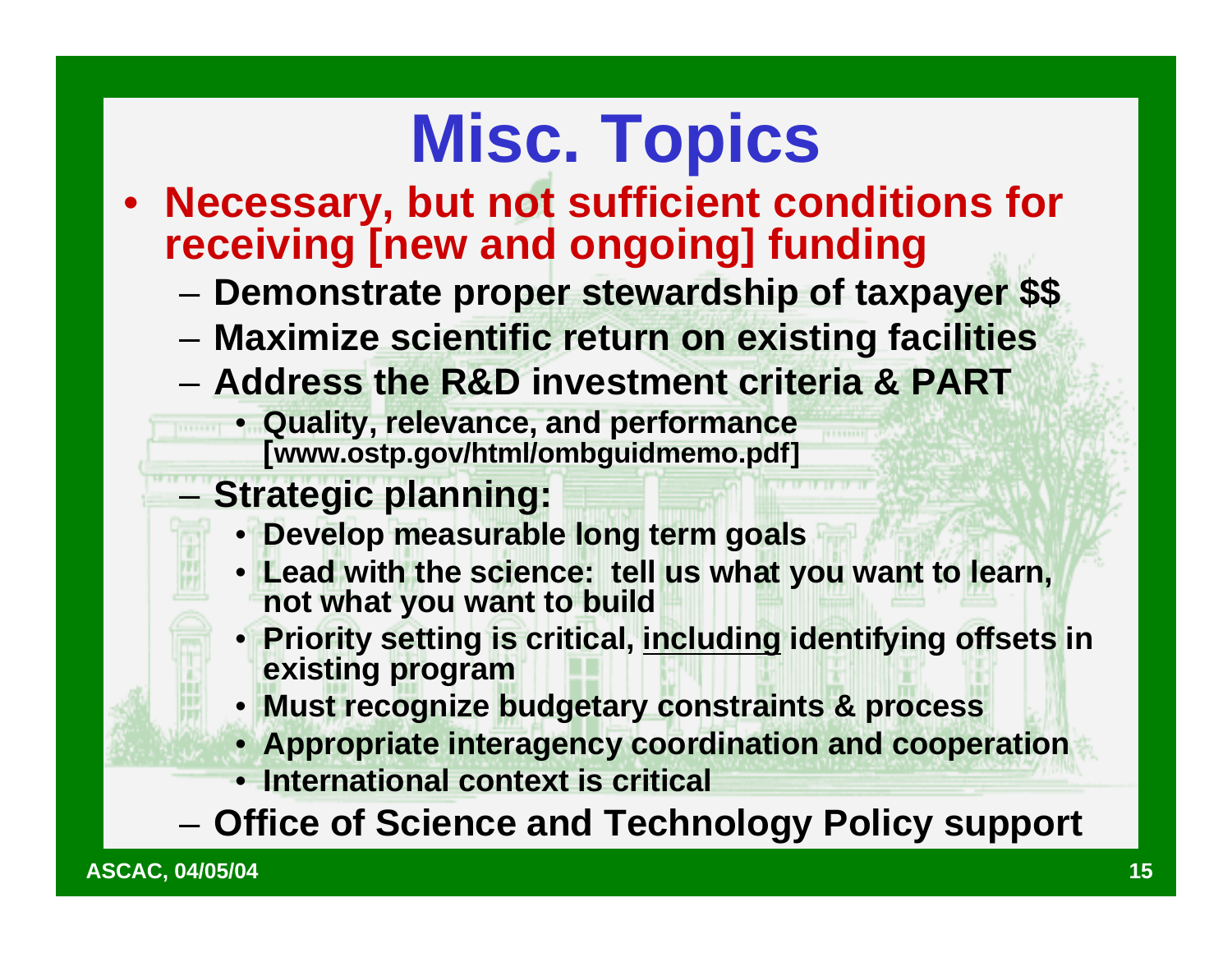# Misc. Topics

- **Necessary, but not sufficient conditions for receiving [new and ongoing] funding**
  - **Demonstrate proper stewardship of taxpayer $$**
  - **Maximize scientific return on existing facilities**
  - **Address the R&D investment criteria & PART**
    - **Quality, relevance, and performance [www.ostp.gov/html/ombguidmemo.pdf]**
  - **Strategic planning:**
    - **Develop measurable long term goals**
    - **Lead with the science: tell us what you want to learn, not what you want to build**
    - **Priority setting is critical, <u>including</u> identifying offsets in existing program**
    - **Must recognize budgetary constraints & process**
    - **Appropriate interagency coordination and cooperation**
    - **International context is critical**
  - **Office of Science and Technology Policy support**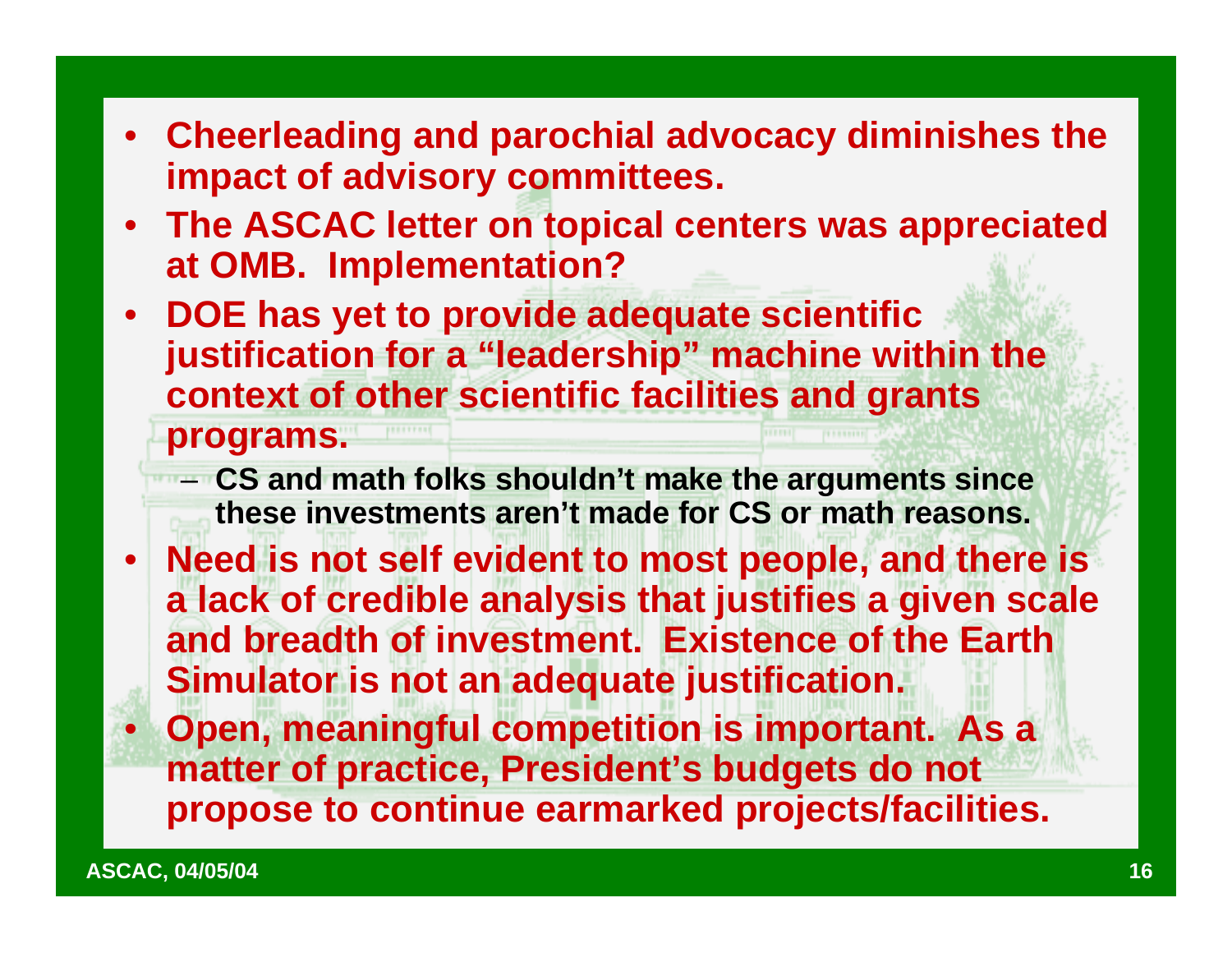- **Cheerleading and parochial advocacy diminishes the impact of advisory committees.**
- **The ASCAC letter on topical centers was appreciated at OMB. Implementation?**
- **DOE has yet to provide adequate scientific justification for a "leadership" machine within the context of other scientific facilities and grants programs.**
  - **CS and math folks shouldn't make the arguments since these investments aren't made for CS or math reasons.**
- **Need is not self evident to most people, and there is a lack of credible analysis that justifies a given scale and breadth of investment. Existence of the Earth Simulator is not an adequate justification.**
- **Open, meaningful competition is important. As a matter of practice, President's budgets do not propose to continue earmarked projects/facilities.**